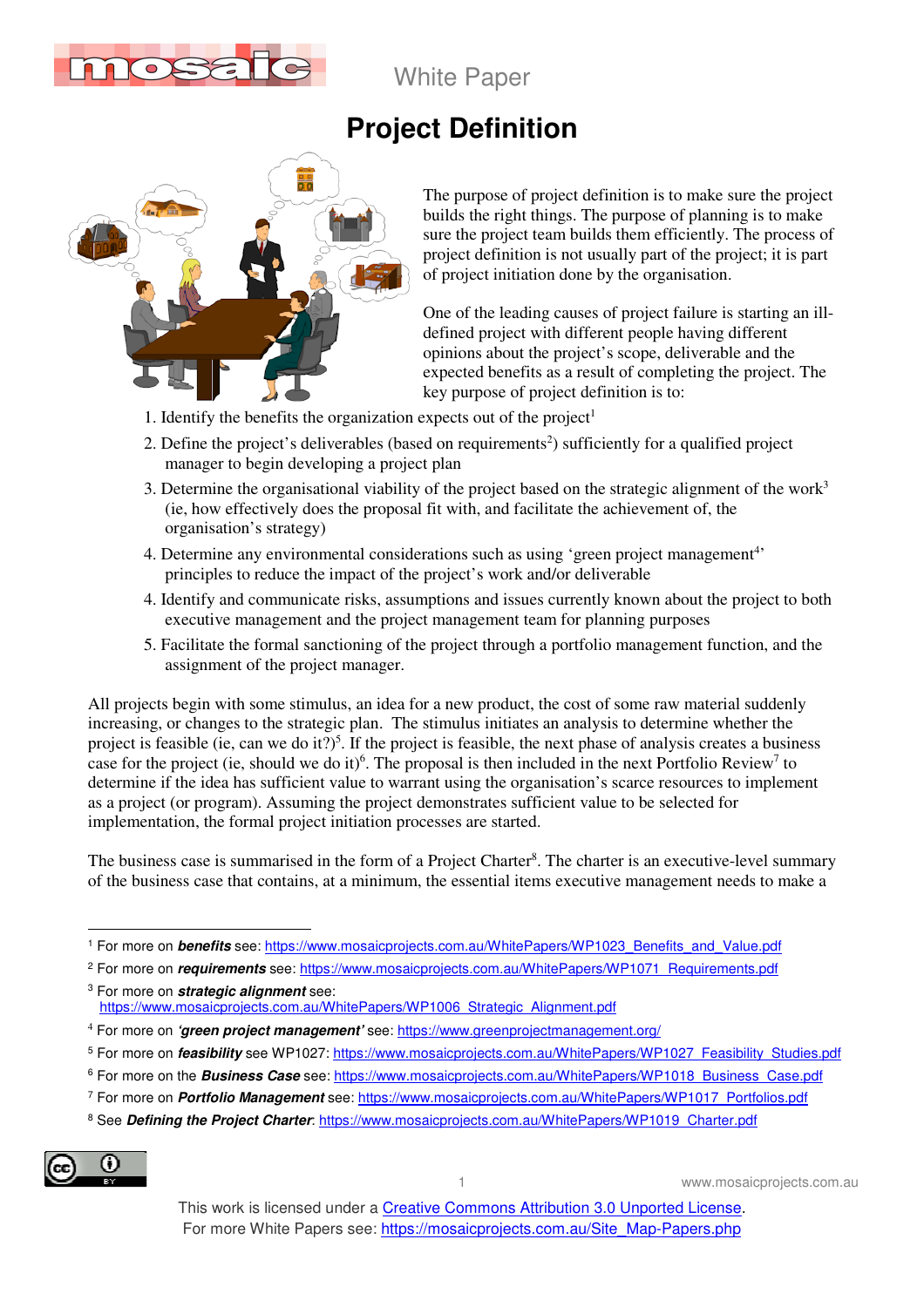White Paper

# Project Definition

The purpose of project definition is to make sure the project builds the right things. The purpose of planning is to make sure the project team builds them efficiently. The process of project definition is not usually part of the project; it is part of project initiation done by the organisation.

One of the leading causes of project failure is starting an ill-defined project with different people having different opinions about the project's scope, deliverable and the expected benefits as a result of completing the project. The key purpose of project definition is to:

1. Identify the benefits the organization expects out of the project[1]
2. Define the project's deliverables (based on requirements[2]) sufficiently for a qualified project manager to begin developing a project plan
3. Determine the organisational viability of the project based on the strategic alignment of the work[3] (ie, how effectively does the proposal fit with, and facilitate the achievement of, the organisation's strategy)
4. Determine any environmental considerations such as using 'green project management[4]' principles to reduce the impact of the project's work and/or deliverable
4. Identify and communicate risks, assumptions and issues currently known about the project to both executive management and the project management team for planning purposes
5. Facilitate the formal sanctioning of the project through a portfolio management function, and the assignment of the project manager.

All projects begin with some stimulus, an idea for a new product, the cost of some raw material suddenly increasing, or changes to the strategic plan. The stimulus initiates an analysis to determine whether the project is feasible (ie, can we do it?)[5]. If the project is feasible, the next phase of analysis creates a business case for the project (ie, should we do it)[6]. The proposal is then included in the next Portfolio Review[7] to determine if the idea has sufficient value to warrant using the organisation's scarce resources to implement as a project (or program). Assuming the project demonstrates sufficient value to be selected for implementation, the formal project initiation processes are started.

The business case is summarised in the form of a Project Charter[8]. The charter is an executive-level summary of the business case that contains, at a minimum, the essential items executive management needs to make a

---

[1] For more on ***benefits*** see: https://www.mosaicprojects.com.au/WhitePapers/WP1023_Benefits_and_Value.pdf

[2] For more on ***requirements*** see: https://www.mosaicprojects.com.au/WhitePapers/WP1071_Requirements.pdf

[3] For more on ***strategic alignment*** see: https://www.mosaicprojects.com.au/WhitePapers/WP1006_Strategic_Alignment.pdf

[4] For more on ***'green project management'*** see: https://www.greenprojectmanagement.org/

[5] For more on ***feasibility*** see WP1027: https://www.mosaicprojects.com.au/WhitePapers/WP1027_Feasibility_Studies.pdf

[6] For more on the ***Business Case*** see: https://www.mosaicprojects.com.au/WhitePapers/WP1018_Business_Case.pdf

[7] For more on ***Portfolio Management*** see: https://www.mosaicprojects.com.au/WhitePapers/WP1017_Portfolios.pdf

[8] See ***Defining the Project Charter***: https://www.mosaicprojects.com.au/WhitePapers/WP1019_Charter.pdf

This work is licensed under a Creative Commons Attribution 3.0 Unported License.
For more White Papers see: https://mosaicprojects.com.au/Site_Map-Papers.php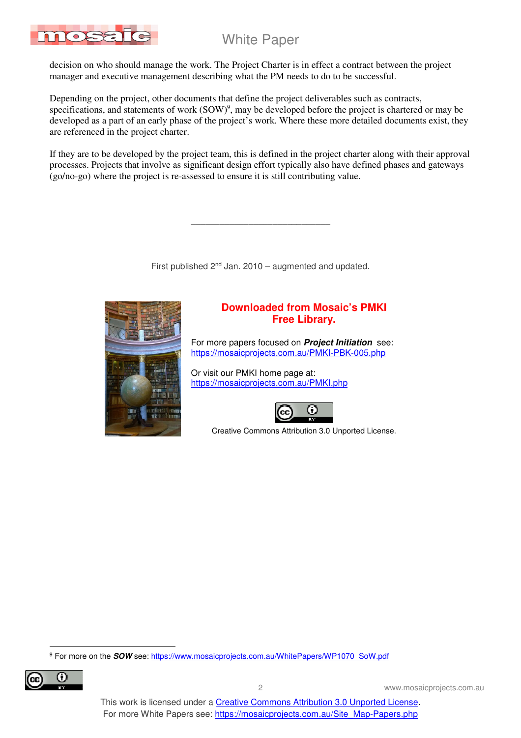decision on who should manage the work. The Project Charter is in effect a contract between the project manager and executive management describing what the PM needs to do to be successful.

Depending on the project, other documents that define the project deliverables such as contracts, specifications, and statements of work (SOW)[9], may be developed before the project is chartered or may be developed as a part of an early phase of the project's work. Where these more detailed documents exist, they are referenced in the project charter.

If they are to be developed by the project team, this is defined in the project charter along with their approval processes. Projects that involve as significant design effort typically also have defined phases and gateways (go/no-go) where the project is re-assessed to ensure it is still contributing value.

---

First published 2nd Jan. 2010 – augmented and updated.

**Downloaded from Mosaic's PMKI Free Library.**

For more papers focused on ***Project Initiation*** see:
https://mosaicprojects.com.au/PMKI-PBK-005.php

Or visit our PMKI home page at:
https://mosaicprojects.com.au/PMKI.php

Creative Commons Attribution 3.0 Unported License.

[9] For more on the ***SOW*** see: https://www.mosaicprojects.com.au/WhitePapers/WP1070_SoW.pdf